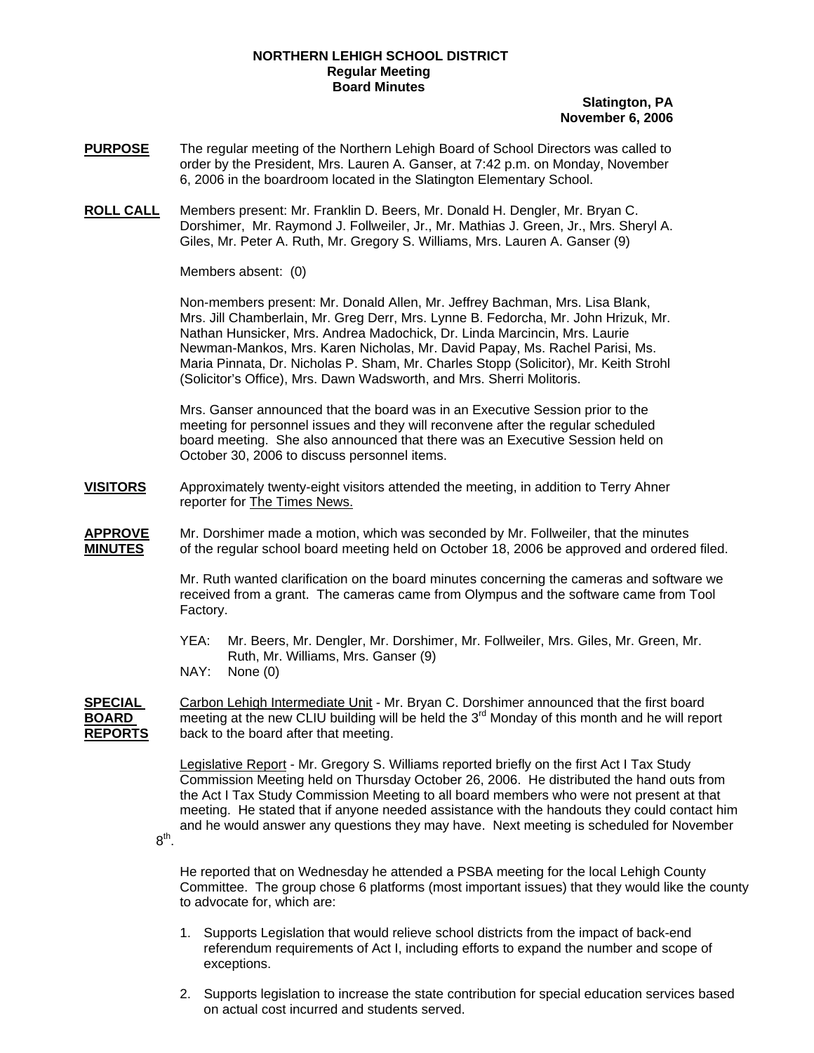**NORTHERN LEHIGH SCHOOL DISTRICT**
**Regular Meeting**
**Board Minutes**

**Slatington, PA**
**November 6, 2006**

**PURPOSE** The regular meeting of the Northern Lehigh Board of School Directors was called to order by the President, Mrs. Lauren A. Ganser, at 7:42 p.m. on Monday, November 6, 2006 in the boardroom located in the Slatington Elementary School.

**ROLL CALL** Members present: Mr. Franklin D. Beers, Mr. Donald H. Dengler, Mr. Bryan C. Dorshimer, Mr. Raymond J. Follweiler, Jr., Mr. Mathias J. Green, Jr., Mrs. Sheryl A. Giles, Mr. Peter A. Ruth, Mr. Gregory S. Williams, Mrs. Lauren A. Ganser (9)

Members absent: (0)

Non-members present: Mr. Donald Allen, Mr. Jeffrey Bachman, Mrs. Lisa Blank, Mrs. Jill Chamberlain, Mr. Greg Derr, Mrs. Lynne B. Fedorcha, Mr. John Hrizuk, Mr. Nathan Hunsicker, Mrs. Andrea Madochick, Dr. Linda Marcincin, Mrs. Laurie Newman-Mankos, Mrs. Karen Nicholas, Mr. David Papay, Ms. Rachel Parisi, Ms. Maria Pinnata, Dr. Nicholas P. Sham, Mr. Charles Stopp (Solicitor), Mr. Keith Strohl (Solicitor's Office), Mrs. Dawn Wadsworth, and Mrs. Sherri Molitoris.

Mrs. Ganser announced that the board was in an Executive Session prior to the meeting for personnel issues and they will reconvene after the regular scheduled board meeting. She also announced that there was an Executive Session held on October 30, 2006 to discuss personnel items.

**VISITORS** Approximately twenty-eight visitors attended the meeting, in addition to Terry Ahner reporter for The Times News.

**APPROVE MINUTES** Mr. Dorshimer made a motion, which was seconded by Mr. Follweiler, that the minutes of the regular school board meeting held on October 18, 2006 be approved and ordered filed.

Mr. Ruth wanted clarification on the board minutes concerning the cameras and software we received from a grant. The cameras came from Olympus and the software came from Tool Factory.

YEA: Mr. Beers, Mr. Dengler, Mr. Dorshimer, Mr. Follweiler, Mrs. Giles, Mr. Green, Mr. Ruth, Mr. Williams, Mrs. Ganser (9)
NAY: None (0)

**SPECIAL BOARD REPORTS** Carbon Lehigh Intermediate Unit - Mr. Bryan C. Dorshimer announced that the first board meeting at the new CLIU building will be held the 3rd Monday of this month and he will report back to the board after that meeting.

Legislative Report - Mr. Gregory S. Williams reported briefly on the first Act I Tax Study Commission Meeting held on Thursday October 26, 2006. He distributed the hand outs from the Act I Tax Study Commission Meeting to all board members who were not present at that meeting. He stated that if anyone needed assistance with the handouts they could contact him and he would answer any questions they may have. Next meeting is scheduled for November 8th.

He reported that on Wednesday he attended a PSBA meeting for the local Lehigh County Committee. The group chose 6 platforms (most important issues) that they would like the county to advocate for, which are:

1. Supports Legislation that would relieve school districts from the impact of back-end referendum requirements of Act I, including efforts to expand the number and scope of exceptions.

2. Supports legislation to increase the state contribution for special education services based on actual cost incurred and students served.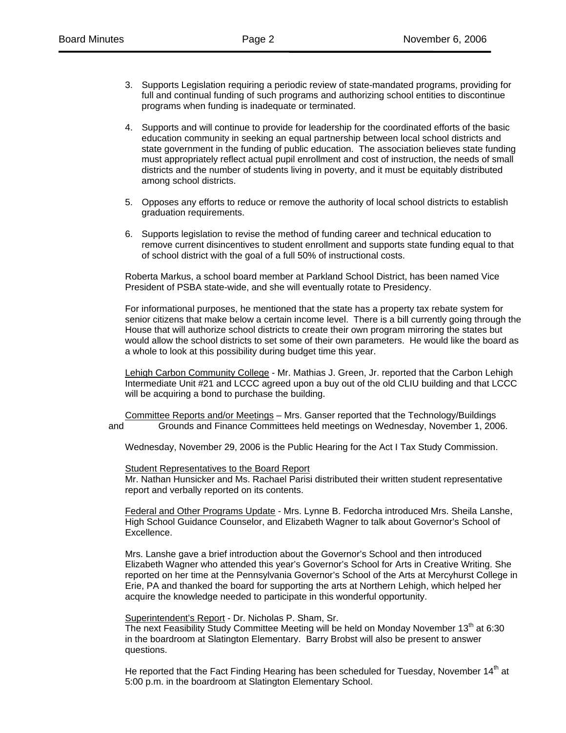3. Supports Legislation requiring a periodic review of state-mandated programs, providing for full and continual funding of such programs and authorizing school entities to discontinue programs when funding is inadequate or terminated.

4. Supports and will continue to provide for leadership for the coordinated efforts of the basic education community in seeking an equal partnership between local school districts and state government in the funding of public education. The association believes state funding must appropriately reflect actual pupil enrollment and cost of instruction, the needs of small districts and the number of students living in poverty, and it must be equitably distributed among school districts.

5. Opposes any efforts to reduce or remove the authority of local school districts to establish graduation requirements.

6. Supports legislation to revise the method of funding career and technical education to remove current disincentives to student enrollment and supports state funding equal to that of school district with the goal of a full 50% of instructional costs.

Roberta Markus, a school board member at Parkland School District, has been named Vice President of PSBA state-wide, and she will eventually rotate to Presidency.

For informational purposes, he mentioned that the state has a property tax rebate system for senior citizens that make below a certain income level. There is a bill currently going through the House that will authorize school districts to create their own program mirroring the states but would allow the school districts to set some of their own parameters. He would like the board as a whole to look at this possibility during budget time this year.

Lehigh Carbon Community College - Mr. Mathias J. Green, Jr. reported that the Carbon Lehigh Intermediate Unit #21 and LCCC agreed upon a buy out of the old CLIU building and that LCCC will be acquiring a bond to purchase the building.

Committee Reports and/or Meetings – Mrs. Ganser reported that the Technology/Buildings and Grounds and Finance Committees held meetings on Wednesday, November 1, 2006.

Wednesday, November 29, 2006 is the Public Hearing for the Act I Tax Study Commission.

Student Representatives to the Board Report
Mr. Nathan Hunsicker and Ms. Rachael Parisi distributed their written student representative report and verbally reported on its contents.

Federal and Other Programs Update - Mrs. Lynne B. Fedorcha introduced Mrs. Sheila Lanshe, High School Guidance Counselor, and Elizabeth Wagner to talk about Governor's School of Excellence.

Mrs. Lanshe gave a brief introduction about the Governor's School and then introduced Elizabeth Wagner who attended this year's Governor's School for Arts in Creative Writing. She reported on her time at the Pennsylvania Governor's School of the Arts at Mercyhurst College in Erie, PA and thanked the board for supporting the arts at Northern Lehigh, which helped her acquire the knowledge needed to participate in this wonderful opportunity.

Superintendent's Report - Dr. Nicholas P. Sham, Sr.
The next Feasibility Study Committee Meeting will be held on Monday November 13th at 6:30 in the boardroom at Slatington Elementary. Barry Brobst will also be present to answer questions.

He reported that the Fact Finding Hearing has been scheduled for Tuesday, November 14th at 5:00 p.m. in the boardroom at Slatington Elementary School.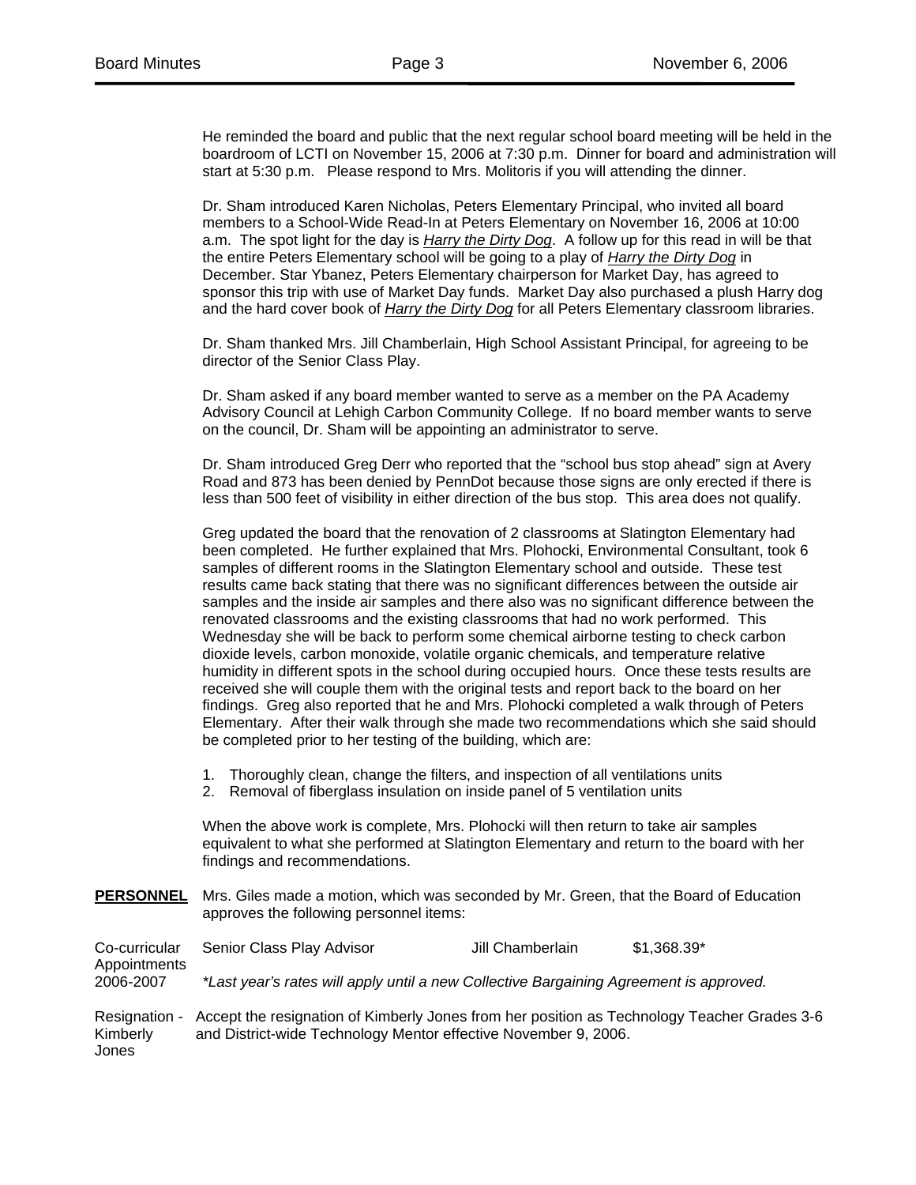He reminded the board and public that the next regular school board meeting will be held in the boardroom of LCTI on November 15, 2006 at 7:30 p.m. Dinner for board and administration will start at 5:30 p.m. Please respond to Mrs. Molitoris if you will attending the dinner.

Dr. Sham introduced Karen Nicholas, Peters Elementary Principal, who invited all board members to a School-Wide Read-In at Peters Elementary on November 16, 2006 at 10:00 a.m. The spot light for the day is *Harry the Dirty Dog*. A follow up for this read in will be that the entire Peters Elementary school will be going to a play of *Harry the Dirty Dog* in December. Star Ybanez, Peters Elementary chairperson for Market Day, has agreed to sponsor this trip with use of Market Day funds. Market Day also purchased a plush Harry dog and the hard cover book of *Harry the Dirty Dog* for all Peters Elementary classroom libraries.

Dr. Sham thanked Mrs. Jill Chamberlain, High School Assistant Principal, for agreeing to be director of the Senior Class Play.

Dr. Sham asked if any board member wanted to serve as a member on the PA Academy Advisory Council at Lehigh Carbon Community College. If no board member wants to serve on the council, Dr. Sham will be appointing an administrator to serve.

Dr. Sham introduced Greg Derr who reported that the "school bus stop ahead" sign at Avery Road and 873 has been denied by PennDot because those signs are only erected if there is less than 500 feet of visibility in either direction of the bus stop. This area does not qualify.

Greg updated the board that the renovation of 2 classrooms at Slatington Elementary had been completed. He further explained that Mrs. Plohocki, Environmental Consultant, took 6 samples of different rooms in the Slatington Elementary school and outside. These test results came back stating that there was no significant differences between the outside air samples and the inside air samples and there also was no significant difference between the renovated classrooms and the existing classrooms that had no work performed. This Wednesday she will be back to perform some chemical airborne testing to check carbon dioxide levels, carbon monoxide, volatile organic chemicals, and temperature relative humidity in different spots in the school during occupied hours. Once these tests results are received she will couple them with the original tests and report back to the board on her findings. Greg also reported that he and Mrs. Plohocki completed a walk through of Peters Elementary. After their walk through she made two recommendations which she said should be completed prior to her testing of the building, which are:

1. Thoroughly clean, change the filters, and inspection of all ventilations units
2. Removal of fiberglass insulation on inside panel of 5 ventilation units

When the above work is complete, Mrs. Plohocki will then return to take air samples equivalent to what she performed at Slatington Elementary and return to the board with her findings and recommendations.

**PERSONNEL** Mrs. Giles made a motion, which was seconded by Mr. Green, that the Board of Education approves the following personnel items:

| Co-curricular Appointments 2006-2007 | Senior Class Play Advisor | Jill Chamberlain | $1,368.39* |
|---|---|---|---|

*\*Last year's rates will apply until a new Collective Bargaining Agreement is approved.*

Resignation - Kimberly Jones: Accept the resignation of Kimberly Jones from her position as Technology Teacher Grades 3-6 and District-wide Technology Mentor effective November 9, 2006.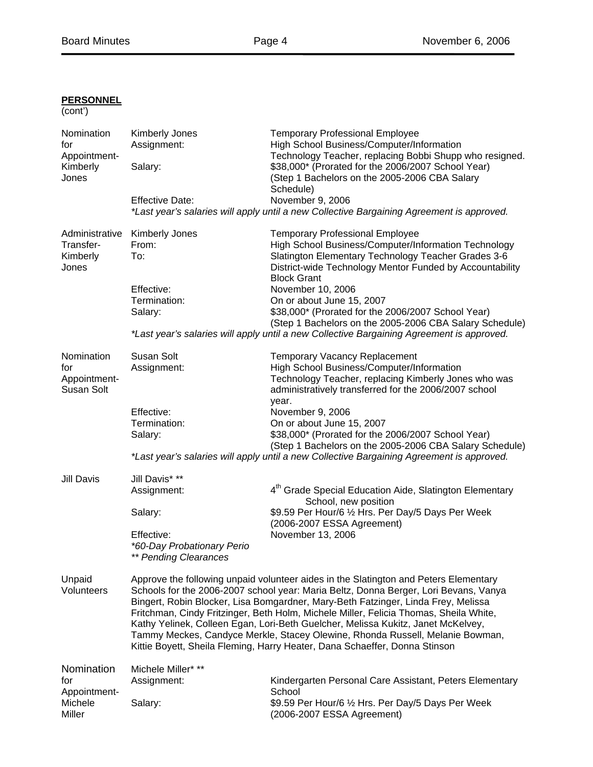**PERSONNEL**
(cont')

**Nomination for Appointment- Kimberly Jones**

| | |
|---|---|
| Kimberly Jones | Temporary Professional Employee |
| Assignment: | High School Business/Computer/Information Technology Teacher, replacing Bobbi Shupp who resigned. |
| Salary: | $38,000* (Prorated for the 2006/2007 School Year) (Step 1 Bachelors on the 2005-2006 CBA Salary Schedule) |
| Effective Date: | November 9, 2006 |

*\*Last year's salaries will apply until a new Collective Bargaining Agreement is approved.*

**Administrative Transfer- Kimberly Jones**

| | |
|---|---|
| Kimberly Jones | Temporary Professional Employee |
| From: | High School Business/Computer/Information Technology |
| To: | Slatington Elementary Technology Teacher Grades 3-6 District-wide Technology Mentor Funded by Accountability Block Grant |
| Effective: | November 10, 2006 |
| Termination: | On or about June 15, 2007 |
| Salary: | $38,000* (Prorated for the 2006/2007 School Year) (Step 1 Bachelors on the 2005-2006 CBA Salary Schedule) |

*\*Last year's salaries will apply until a new Collective Bargaining Agreement is approved.*

**Nomination for Appointment- Susan Solt**

| | |
|---|---|
| Susan Solt | Temporary Vacancy Replacement |
| Assignment: | High School Business/Computer/Information Technology Teacher, replacing Kimberly Jones who was administratively transferred for the 2006/2007 school year. |
| Effective: | November 9, 2006 |
| Termination: | On or about June 15, 2007 |
| Salary: | $38,000* (Prorated for the 2006/2007 School Year) (Step 1 Bachelors on the 2005-2006 CBA Salary Schedule) |

*\*Last year's salaries will apply until a new Collective Bargaining Agreement is approved.*

**Jill Davis**

| | |
|---|---|
| Jill Davis* ** | |
| Assignment: | 4th Grade Special Education Aide, Slatington Elementary School, new position |
| Salary: | $9.59 Per Hour/6 ½ Hrs. Per Day/5 Days Per Week (2006-2007 ESSA Agreement) |
| Effective: | November 13, 2006 |

*\*60-Day Probationary Perio*
*\*\* Pending Clearances*

**Unpaid Volunteers**

Approve the following unpaid volunteer aides in the Slatington and Peters Elementary Schools for the 2006-2007 school year: Maria Beltz, Donna Berger, Lori Bevans, Vanya Bingert, Robin Blocker, Lisa Bomgardner, Mary-Beth Fatzinger, Linda Frey, Melissa Fritchman, Cindy Fritzinger, Beth Holm, Michele Miller, Felicia Thomas, Sheila White, Kathy Yelinek, Colleen Egan, Lori-Beth Guelcher, Melissa Kukitz, Janet McKelvey, Tammy Meckes, Candyce Merkle, Stacey Olewine, Rhonda Russell, Melanie Bowman, Kittie Boyett, Sheila Fleming, Harry Heater, Dana Schaeffer, Donna Stinson

**Nomination for Appointment- Michele Miller**

| | |
|---|---|
| Michele Miller* ** | |
| Assignment: | Kindergarten Personal Care Assistant, Peters Elementary School |
| Salary: | $9.59 Per Hour/6 ½ Hrs. Per Day/5 Days Per Week (2006-2007 ESSA Agreement) |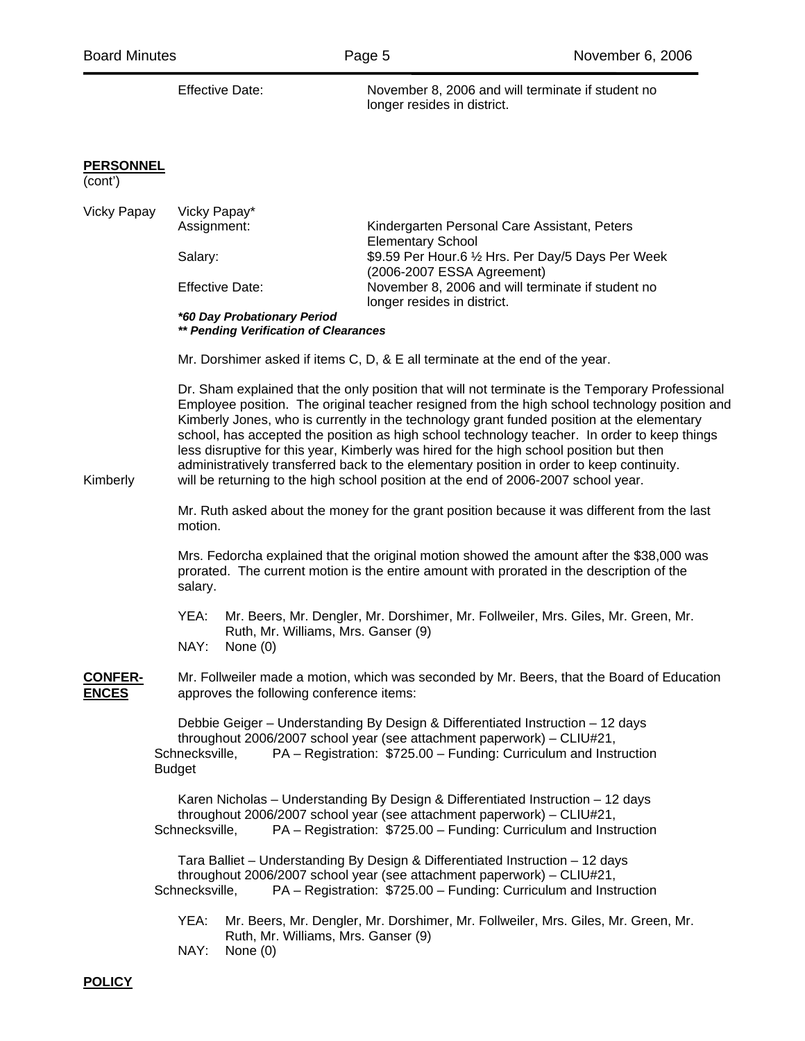Effective Date: November 8, 2006 and will terminate if student no longer resides in district.

**PERSONNEL** (cont')

Vicky Papay

Vicky Papay*

Assignment: Kindergarten Personal Care Assistant, Peters Elementary School

Salary: $9.59 Per Hour.6 ½ Hrs. Per Day/5 Days Per Week (2006-2007 ESSA Agreement)

Effective Date: November 8, 2006 and will terminate if student no longer resides in district.

***60 Day Probationary Period***
***** Pending Verification of Clearances***

Mr. Dorshimer asked if items C, D, & E all terminate at the end of the year.

Kimberly

Dr. Sham explained that the only position that will not terminate is the Temporary Professional Employee position. The original teacher resigned from the high school technology position and Kimberly Jones, who is currently in the technology grant funded position at the elementary school, has accepted the position as high school technology teacher. In order to keep things less disruptive for this year, Kimberly was hired for the high school position but then administratively transferred back to the elementary position in order to keep continuity. will be returning to the high school position at the end of 2006-2007 school year.

Mr. Ruth asked about the money for the grant position because it was different from the last motion.

Mrs. Fedorcha explained that the original motion showed the amount after the $38,000 was prorated. The current motion is the entire amount with prorated in the description of the salary.

YEA: Mr. Beers, Mr. Dengler, Mr. Dorshimer, Mr. Follweiler, Mrs. Giles, Mr. Green, Mr. Ruth, Mr. Williams, Mrs. Ganser (9)
NAY: None (0)

**CONFER-ENCES**

Mr. Follweiler made a motion, which was seconded by Mr. Beers, that the Board of Education approves the following conference items:

Debbie Geiger – Understanding By Design & Differentiated Instruction – 12 days throughout 2006/2007 school year (see attachment paperwork) – CLIU#21, Schnecksville, PA – Registration: $725.00 – Funding: Curriculum and Instruction Budget

Karen Nicholas – Understanding By Design & Differentiated Instruction – 12 days throughout 2006/2007 school year (see attachment paperwork) – CLIU#21, Schnecksville, PA – Registration: $725.00 – Funding: Curriculum and Instruction

Tara Balliet – Understanding By Design & Differentiated Instruction – 12 days throughout 2006/2007 school year (see attachment paperwork) – CLIU#21, Schnecksville, PA – Registration: $725.00 – Funding: Curriculum and Instruction

YEA: Mr. Beers, Mr. Dengler, Mr. Dorshimer, Mr. Follweiler, Mrs. Giles, Mr. Green, Mr. Ruth, Mr. Williams, Mrs. Ganser (9)
NAY: None (0)

**POLICY**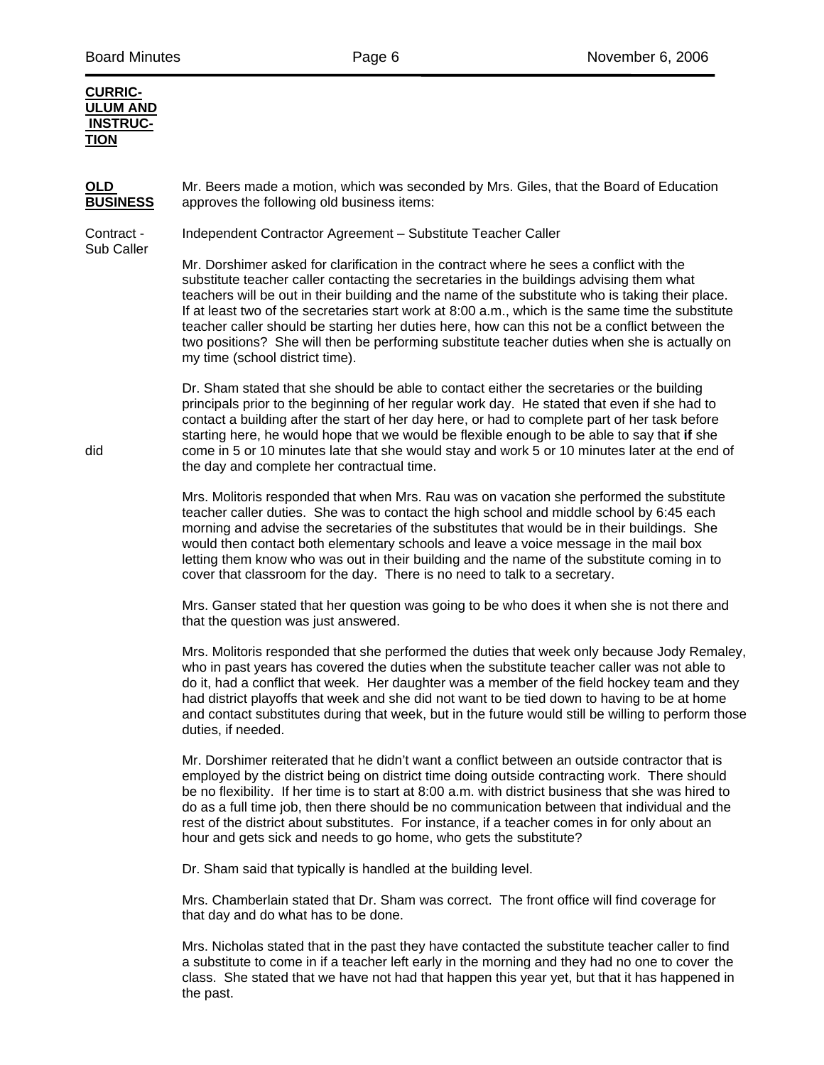**CURRICULUM AND INSTRUCTION**

**OLD BUSINESS**

Mr. Beers made a motion, which was seconded by Mrs. Giles, that the Board of Education approves the following old business items:

Contract - Sub Caller

Independent Contractor Agreement – Substitute Teacher Caller

Mr. Dorshimer asked for clarification in the contract where he sees a conflict with the substitute teacher caller contacting the secretaries in the buildings advising them what teachers will be out in their building and the name of the substitute who is taking their place. If at least two of the secretaries start work at 8:00 a.m., which is the same time the substitute teacher caller should be starting her duties here, how can this not be a conflict between the two positions? She will then be performing substitute teacher duties when she is actually on my time (school district time).

Dr. Sham stated that she should be able to contact either the secretaries or the building principals prior to the beginning of her regular work day. He stated that even if she had to contact a building after the start of her day here, or had to complete part of her task before starting here, he would hope that we would be flexible enough to be able to say that **if** she did come in 5 or 10 minutes late that she would stay and work 5 or 10 minutes later at the end of the day and complete her contractual time.

Mrs. Molitoris responded that when Mrs. Rau was on vacation she performed the substitute teacher caller duties. She was to contact the high school and middle school by 6:45 each morning and advise the secretaries of the substitutes that would be in their buildings. She would then contact both elementary schools and leave a voice message in the mail box letting them know who was out in their building and the name of the substitute coming in to cover that classroom for the day. There is no need to talk to a secretary.

Mrs. Ganser stated that her question was going to be who does it when she is not there and that the question was just answered.

Mrs. Molitoris responded that she performed the duties that week only because Jody Remaley, who in past years has covered the duties when the substitute teacher caller was not able to do it, had a conflict that week. Her daughter was a member of the field hockey team and they had district playoffs that week and she did not want to be tied down to having to be at home and contact substitutes during that week, but in the future would still be willing to perform those duties, if needed.

Mr. Dorshimer reiterated that he didn't want a conflict between an outside contractor that is employed by the district being on district time doing outside contracting work. There should be no flexibility. If her time is to start at 8:00 a.m. with district business that she was hired to do as a full time job, then there should be no communication between that individual and the rest of the district about substitutes. For instance, if a teacher comes in for only about an hour and gets sick and needs to go home, who gets the substitute?

Dr. Sham said that typically is handled at the building level.

Mrs. Chamberlain stated that Dr. Sham was correct. The front office will find coverage for that day and do what has to be done.

Mrs. Nicholas stated that in the past they have contacted the substitute teacher caller to find a substitute to come in if a teacher left early in the morning and they had no one to cover the class. She stated that we have not had that happen this year yet, but that it has happened in the past.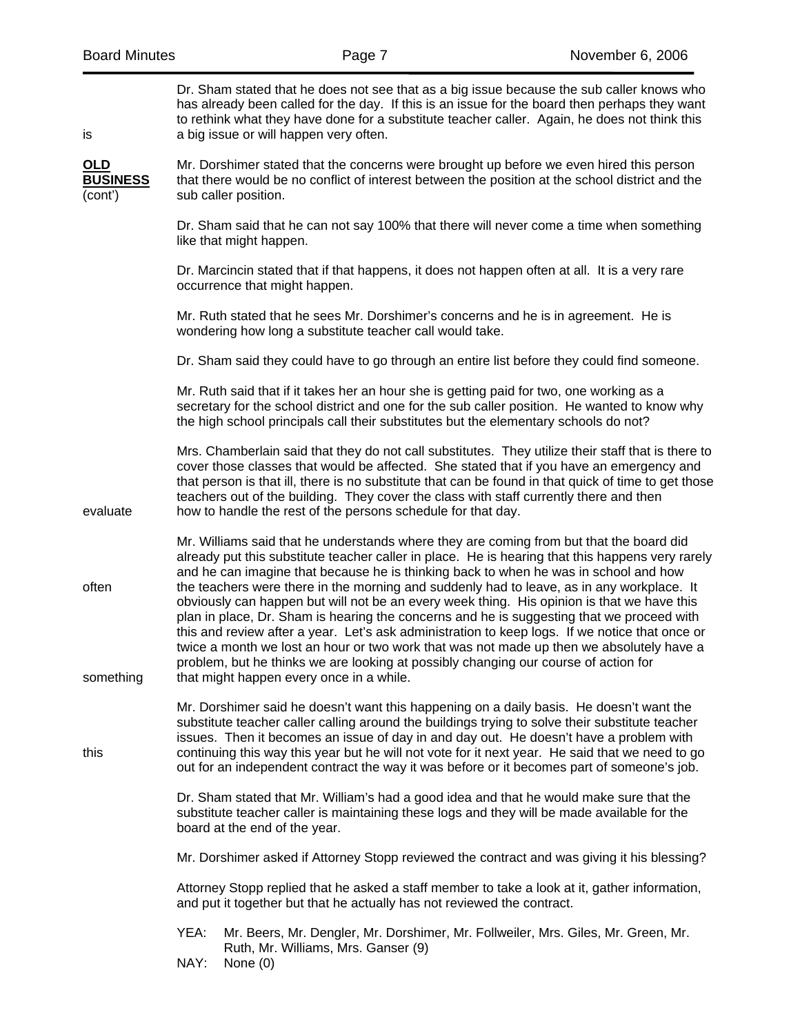Dr. Sham stated that he does not see that as a big issue because the sub caller knows who has already been called for the day. If this is an issue for the board then perhaps they want to rethink what they have done for a substitute teacher caller. Again, he does not think this is a big issue or will happen very often.

**OLD BUSINESS** (cont')

Mr. Dorshimer stated that the concerns were brought up before we even hired this person that there would be no conflict of interest between the position at the school district and the sub caller position.

Dr. Sham said that he can not say 100% that there will never come a time when something like that might happen.

Dr. Marcincin stated that if that happens, it does not happen often at all. It is a very rare occurrence that might happen.

Mr. Ruth stated that he sees Mr. Dorshimer's concerns and he is in agreement. He is wondering how long a substitute teacher call would take.

Dr. Sham said they could have to go through an entire list before they could find someone.

Mr. Ruth said that if it takes her an hour she is getting paid for two, one working as a secretary for the school district and one for the sub caller position. He wanted to know why the high school principals call their substitutes but the elementary schools do not?

Mrs. Chamberlain said that they do not call substitutes. They utilize their staff that is there to cover those classes that would be affected. She stated that if you have an emergency and that person is that ill, there is no substitute that can be found in that quick of time to get those teachers out of the building. They cover the class with staff currently there and then evaluate how to handle the rest of the persons schedule for that day.

Mr. Williams said that he understands where they are coming from but that the board did already put this substitute teacher caller in place. He is hearing that this happens very rarely and he can imagine that because he is thinking back to when he was in school and how often the teachers were there in the morning and suddenly had to leave, as in any workplace. It obviously can happen but will not be an every week thing. His opinion is that we have this plan in place, Dr. Sham is hearing the concerns and he is suggesting that we proceed with this and review after a year. Let's ask administration to keep logs. If we notice that once or twice a month we lost an hour or two work that was not made up then we absolutely have a problem, but he thinks we are looking at possibly changing our course of action for something that might happen every once in a while.

Mr. Dorshimer said he doesn't want this happening on a daily basis. He doesn't want the substitute teacher caller calling around the buildings trying to solve their substitute teacher issues. Then it becomes an issue of day in and day out. He doesn't have a problem with this continuing this way this year but he will not vote for it next year. He said that we need to go out for an independent contract the way it was before or it becomes part of someone's job.

Dr. Sham stated that Mr. William's had a good idea and that he would make sure that the substitute teacher caller is maintaining these logs and they will be made available for the board at the end of the year.

Mr. Dorshimer asked if Attorney Stopp reviewed the contract and was giving it his blessing?

Attorney Stopp replied that he asked a staff member to take a look at it, gather information, and put it together but that he actually has not reviewed the contract.

YEA: Mr. Beers, Mr. Dengler, Mr. Dorshimer, Mr. Follweiler, Mrs. Giles, Mr. Green, Mr. Ruth, Mr. Williams, Mrs. Ganser (9)
NAY: None (0)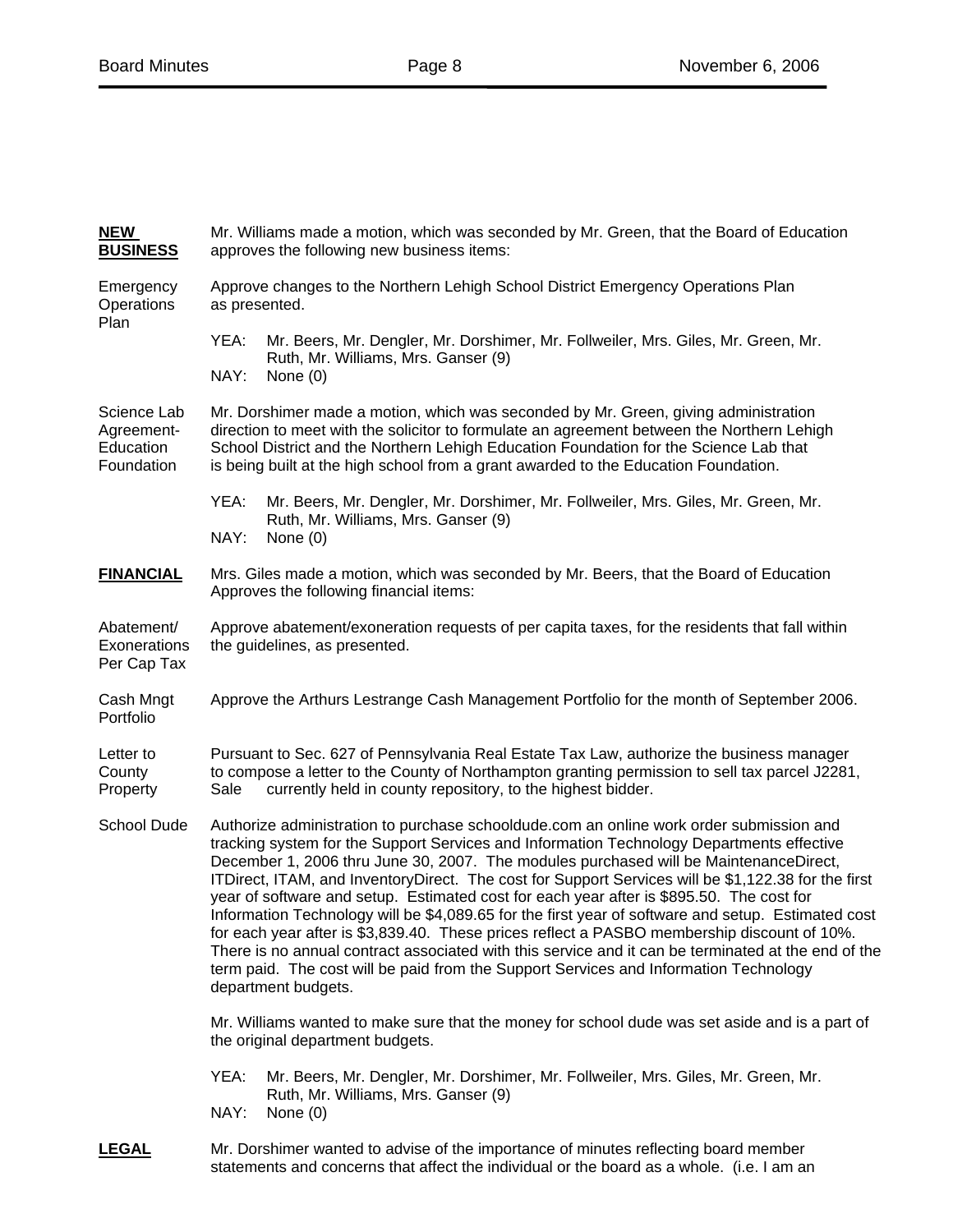**NEW BUSINESS**

Mr. Williams made a motion, which was seconded by Mr. Green, that the Board of Education approves the following new business items:

**Emergency Operations Plan**

Approve changes to the Northern Lehigh School District Emergency Operations Plan as presented.

YEA: Mr. Beers, Mr. Dengler, Mr. Dorshimer, Mr. Follweiler, Mrs. Giles, Mr. Green, Mr. Ruth, Mr. Williams, Mrs. Ganser (9)
NAY: None (0)

**Science Lab Agreement-Education Foundation**

Mr. Dorshimer made a motion, which was seconded by Mr. Green, giving administration direction to meet with the solicitor to formulate an agreement between the Northern Lehigh School District and the Northern Lehigh Education Foundation for the Science Lab that is being built at the high school from a grant awarded to the Education Foundation.

YEA: Mr. Beers, Mr. Dengler, Mr. Dorshimer, Mr. Follweiler, Mrs. Giles, Mr. Green, Mr. Ruth, Mr. Williams, Mrs. Ganser (9)
NAY: None (0)

**FINANCIAL**

Mrs. Giles made a motion, which was seconded by Mr. Beers, that the Board of Education Approves the following financial items:

**Abatement/ Exonerations Per Cap Tax**

Approve abatement/exoneration requests of per capita taxes, for the residents that fall within the guidelines, as presented.

**Cash Mngt Portfolio**

Approve the Arthurs Lestrange Cash Management Portfolio for the month of September 2006.

**Letter to County Property Sale**

Pursuant to Sec. 627 of Pennsylvania Real Estate Tax Law, authorize the business manager to compose a letter to the County of Northampton granting permission to sell tax parcel J2281, currently held in county repository, to the highest bidder.

**School Dude**

Authorize administration to purchase schooldude.com an online work order submission and tracking system for the Support Services and Information Technology Departments effective December 1, 2006 thru June 30, 2007. The modules purchased will be MaintenanceDirect, ITDirect, ITAM, and InventoryDirect. The cost for Support Services will be $1,122.38 for the first year of software and setup. Estimated cost for each year after is $895.50. The cost for Information Technology will be $4,089.65 for the first year of software and setup. Estimated cost for each year after is $3,839.40. These prices reflect a PASBO membership discount of 10%. There is no annual contract associated with this service and it can be terminated at the end of the term paid. The cost will be paid from the Support Services and Information Technology department budgets.

Mr. Williams wanted to make sure that the money for school dude was set aside and is a part of the original department budgets.

YEA: Mr. Beers, Mr. Dengler, Mr. Dorshimer, Mr. Follweiler, Mrs. Giles, Mr. Green, Mr. Ruth, Mr. Williams, Mrs. Ganser (9)
NAY: None (0)

**LEGAL**

Mr. Dorshimer wanted to advise of the importance of minutes reflecting board member statements and concerns that affect the individual or the board as a whole. (i.e. I am an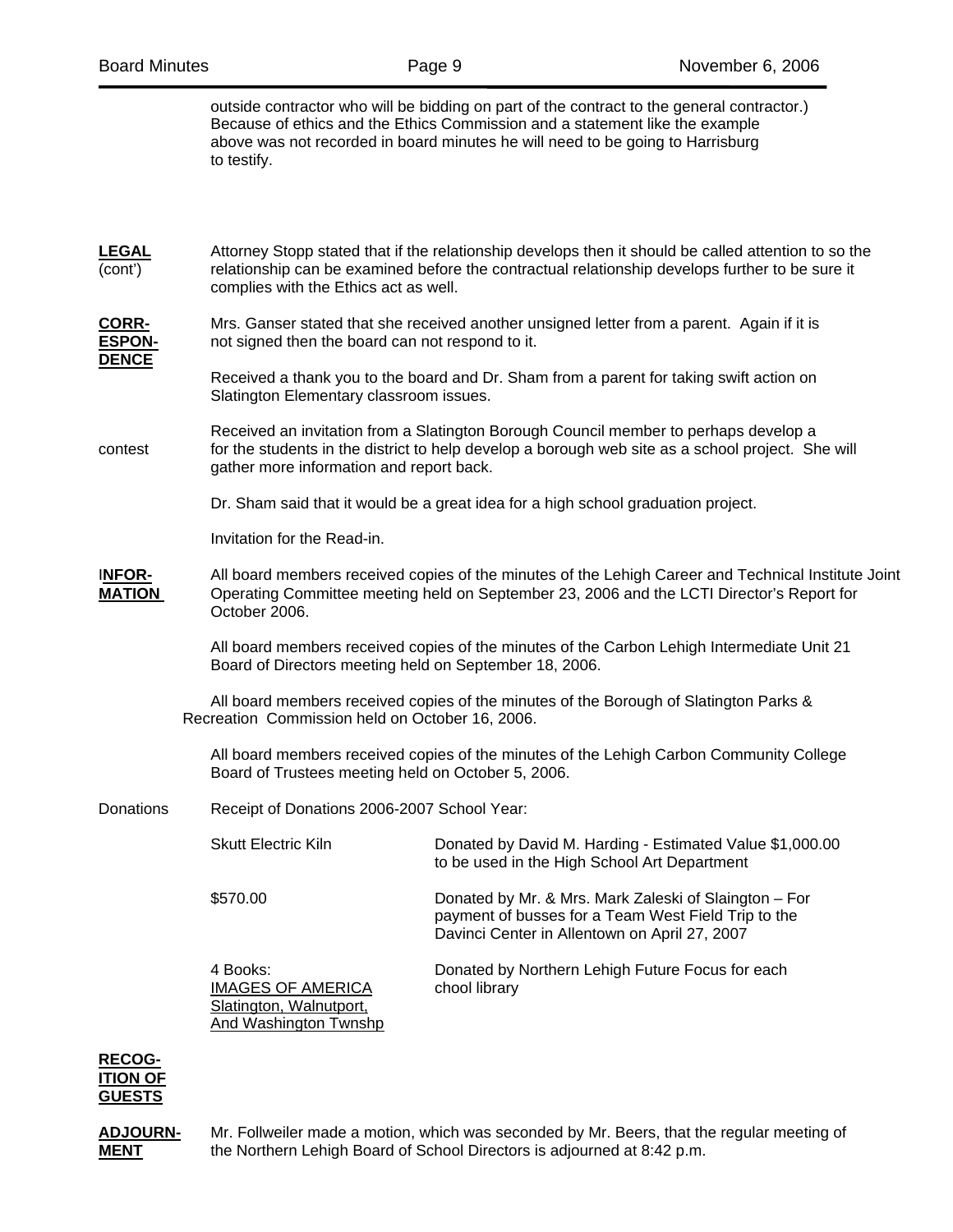outside contractor who will be bidding on part of the contract to the general contractor.) Because of ethics and the Ethics Commission and a statement like the example above was not recorded in board minutes he will need to be going to Harrisburg to testify.

**LEGAL** (cont') Attorney Stopp stated that if the relationship develops then it should be called attention to so the relationship can be examined before the contractual relationship develops further to be sure it complies with the Ethics act as well.

**CORR-ESPON-DENCE** Mrs. Ganser stated that she received another unsigned letter from a parent. Again if it is not signed then the board can not respond to it.

Received a thank you to the board and Dr. Sham from a parent for taking swift action on Slatington Elementary classroom issues.

contest Received an invitation from a Slatington Borough Council member to perhaps develop a for the students in the district to help develop a borough web site as a school project. She will gather more information and report back.

Dr. Sham said that it would be a great idea for a high school graduation project.

Invitation for the Read-in.

**INFOR-MATION** All board members received copies of the minutes of the Lehigh Career and Technical Institute Joint Operating Committee meeting held on September 23, 2006 and the LCTI Director's Report for October 2006.

All board members received copies of the minutes of the Carbon Lehigh Intermediate Unit 21 Board of Directors meeting held on September 18, 2006.

All board members received copies of the minutes of the Borough of Slatington Parks & Recreation Commission held on October 16, 2006.

All board members received copies of the minutes of the Lehigh Carbon Community College Board of Trustees meeting held on October 5, 2006.

Donations Receipt of Donations 2006-2007 School Year:

| | |
|---|---|
| Skutt Electric Kiln | Donated by David M. Harding - Estimated Value $1,000.00 to be used in the High School Art Department |
| $570.00 | Donated by Mr. & Mrs. Mark Zaleski of Slaington – For payment of busses for a Team West Field Trip to the Davinci Center in Allentown on April 27, 2007 |
| 4 Books: IMAGES OF AMERICA Slatington, Walnutport, And Washington Twnshp | Donated by Northern Lehigh Future Focus for each chool library |

**RECOG-ITION OF GUESTS**

**ADJOURN-MENT** Mr. Follweiler made a motion, which was seconded by Mr. Beers, that the regular meeting of the Northern Lehigh Board of School Directors is adjourned at 8:42 p.m.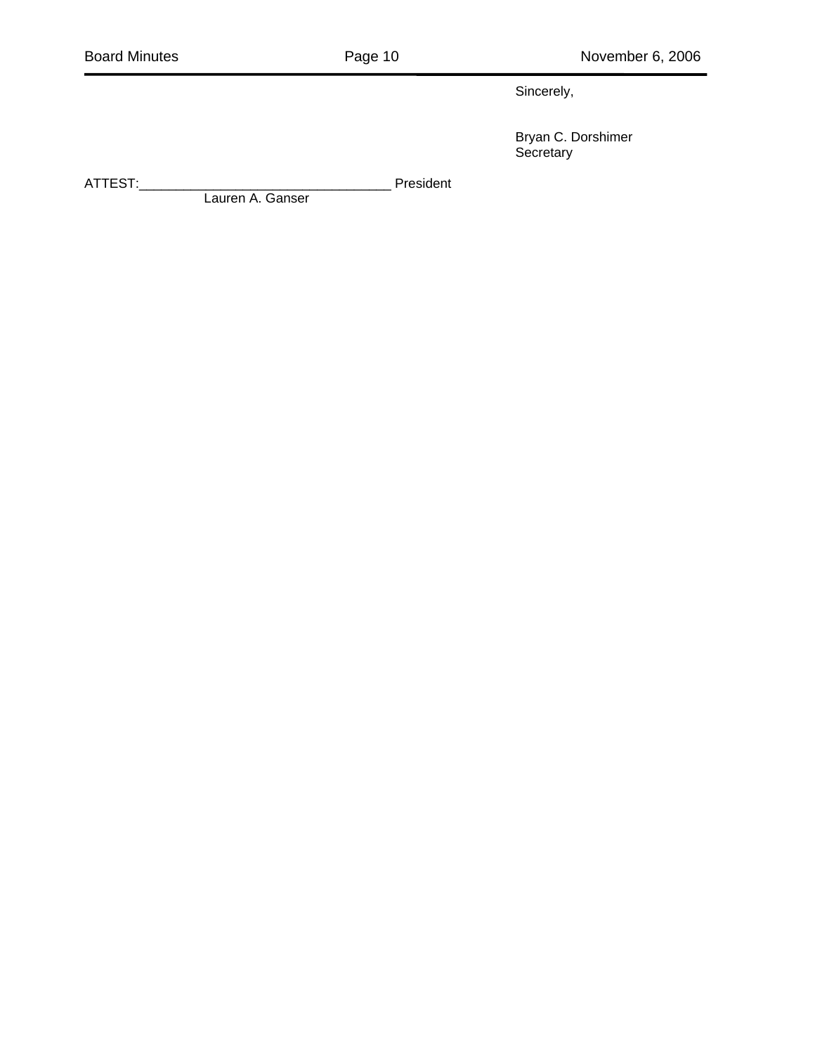Sincerely,

Bryan C. Dorshimer
Secretary

ATTEST:_________________________________ President
Lauren A. Ganser